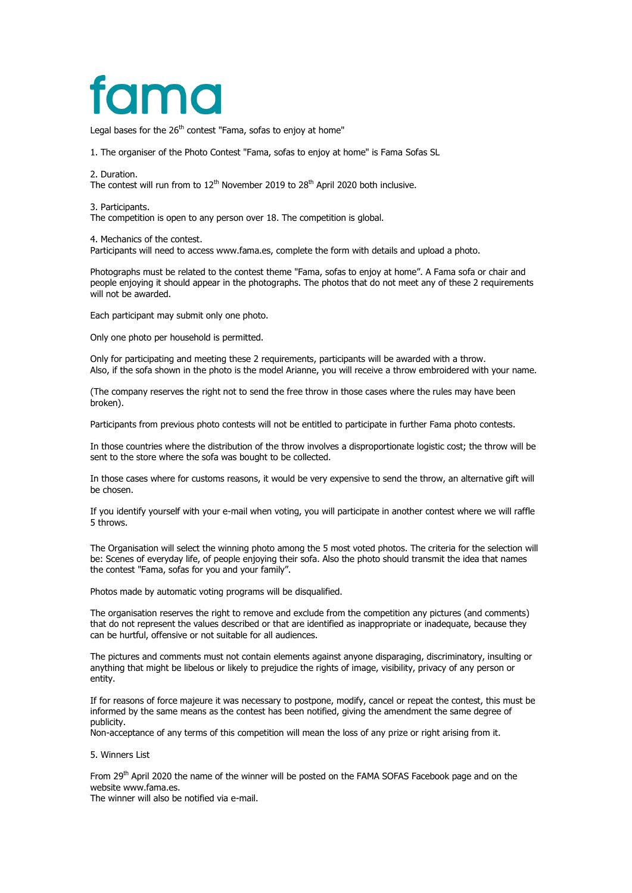# fama

Legal bases for the 26th contest "Fama, sofas to enjoy at home"

1. The organiser of the Photo Contest "Fama, sofas to enjoy at home" is Fama Sofas SL

2. Duration.
The contest will run from to 12th November 2019 to 28th April 2020 both inclusive.

3. Participants.
The competition is open to any person over 18. The competition is global.

4. Mechanics of the contest.
Participants will need to access www.fama.es, complete the form with details and upload a photo.

Photographs must be related to the contest theme "Fama, sofas to enjoy at home". A Fama sofa or chair and people enjoying it should appear in the photographs. The photos that do not meet any of these 2 requirements will not be awarded.

Each participant may submit only one photo.

Only one photo per household is permitted.

Only for participating and meeting these 2 requirements, participants will be awarded with a throw.
Also, if the sofa shown in the photo is the model Arianne, you will receive a throw embroidered with your name.

(The company reserves the right not to send the free throw in those cases where the rules may have been broken).

Participants from previous photo contests will not be entitled to participate in further Fama photo contests.

In those countries where the distribution of the throw involves a disproportionate logistic cost; the throw will be sent to the store where the sofa was bought to be collected.

In those cases where for customs reasons, it would be very expensive to send the throw, an alternative gift will be chosen.

If you identify yourself with your e-mail when voting, you will participate in another contest where we will raffle 5 throws.

The Organisation will select the winning photo among the 5 most voted photos. The criteria for the selection will be: Scenes of everyday life, of people enjoying their sofa. Also the photo should transmit the idea that names the contest "Fama, sofas for you and your family".

Photos made by automatic voting programs will be disqualified.

The organisation reserves the right to remove and exclude from the competition any pictures (and comments) that do not represent the values described or that are identified as inappropriate or inadequate, because they can be hurtful, offensive or not suitable for all audiences.

The pictures and comments must not contain elements against anyone disparaging, discriminatory, insulting or anything that might be libelous or likely to prejudice the rights of image, visibility, privacy of any person or entity.

If for reasons of force majeure it was necessary to postpone, modify, cancel or repeat the contest, this must be informed by the same means as the contest has been notified, giving the amendment the same degree of publicity.
Non-acceptance of any terms of this competition will mean the loss of any prize or right arising from it.

5. Winners List

From 29th April 2020 the name of the winner will be posted on the FAMA SOFAS Facebook page and on the website www.fama.es.
The winner will also be notified via e-mail.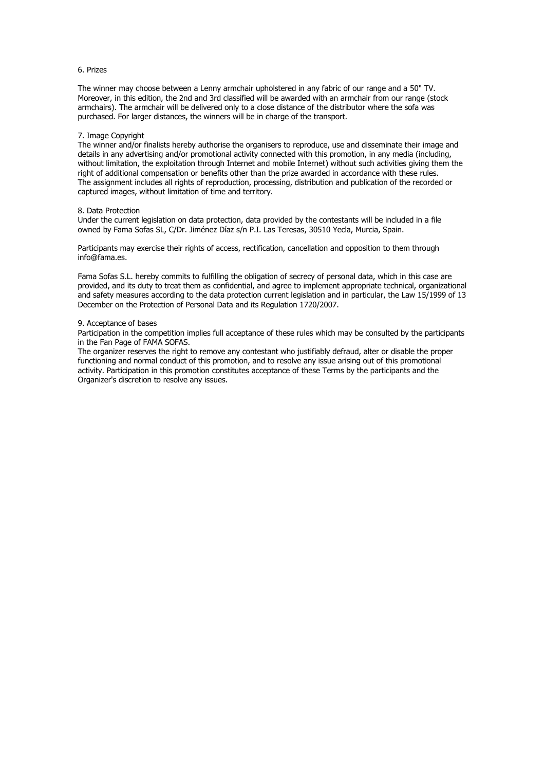## 6. Prizes

The winner may choose between a Lenny armchair upholstered in any fabric of our range and a 50" TV. Moreover, in this edition, the 2nd and 3rd classified will be awarded with an armchair from our range (stock armchairs). The armchair will be delivered only to a close distance of the distributor where the sofa was purchased. For larger distances, the winners will be in charge of the transport.

## 7. Image Copyright

The winner and/or finalists hereby authorise the organisers to reproduce, use and disseminate their image and details in any advertising and/or promotional activity connected with this promotion, in any media (including, without limitation, the exploitation through Internet and mobile Internet) without such activities giving them the right of additional compensation or benefits other than the prize awarded in accordance with these rules. The assignment includes all rights of reproduction, processing, distribution and publication of the recorded or captured images, without limitation of time and territory.

## 8. Data Protection

Under the current legislation on data protection, data provided by the contestants will be included in a file owned by Fama Sofas SL, C/Dr. Jiménez Díaz s/n P.I. Las Teresas, 30510 Yecla, Murcia, Spain.

Participants may exercise their rights of access, rectification, cancellation and opposition to them through info@fama.es.

Fama Sofas S.L. hereby commits to fulfilling the obligation of secrecy of personal data, which in this case are provided, and its duty to treat them as confidential, and agree to implement appropriate technical, organizational and safety measures according to the data protection current legislation and in particular, the Law 15/1999 of 13 December on the Protection of Personal Data and its Regulation 1720/2007.

## 9. Acceptance of bases

Participation in the competition implies full acceptance of these rules which may be consulted by the participants in the Fan Page of FAMA SOFAS.

The organizer reserves the right to remove any contestant who justifiably defraud, alter or disable the proper functioning and normal conduct of this promotion, and to resolve any issue arising out of this promotional activity. Participation in this promotion constitutes acceptance of these Terms by the participants and the Organizer's discretion to resolve any issues.